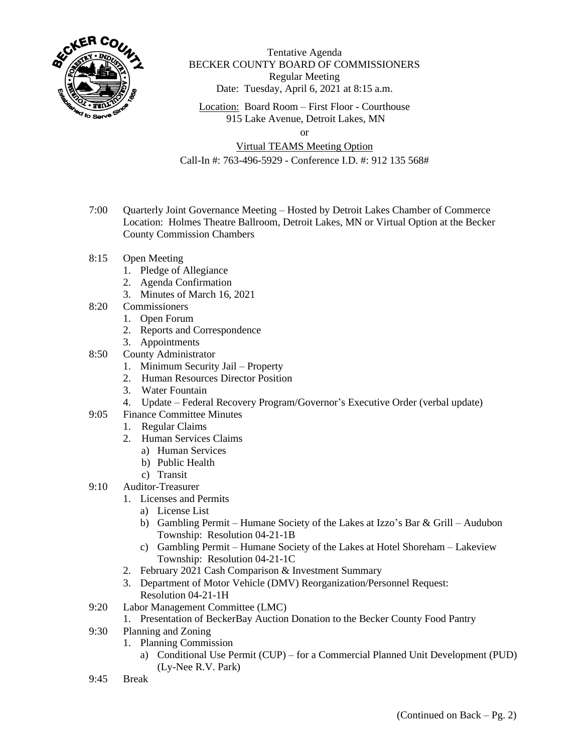Tentative Agenda
BECKER COUNTY BOARD OF COMMISSIONERS
Regular Meeting
Date: Tuesday, April 6, 2021 at 8:15 a.m.

Location: Board Room – First Floor - Courthouse
915 Lake Avenue, Detroit Lakes, MN
or
Virtual TEAMS Meeting Option
Call-In #: 763-496-5929 - Conference I.D. #: 912 135 568#

7:00 Quarterly Joint Governance Meeting – Hosted by Detroit Lakes Chamber of Commerce
Location: Holmes Theatre Ballroom, Detroit Lakes, MN or Virtual Option at the Becker County Commission Chambers

8:15 Open Meeting
1. Pledge of Allegiance
2. Agenda Confirmation
3. Minutes of March 16, 2021

8:20 Commissioners
1. Open Forum
2. Reports and Correspondence
3. Appointments

8:50 County Administrator
1. Minimum Security Jail – Property
2. Human Resources Director Position
3. Water Fountain
4. Update – Federal Recovery Program/Governor's Executive Order (verbal update)

9:05 Finance Committee Minutes
1. Regular Claims
2. Human Services Claims
   a) Human Services
   b) Public Health
   c) Transit

9:10 Auditor-Treasurer
1. Licenses and Permits
   a) License List
   b) Gambling Permit – Humane Society of the Lakes at Izzo's Bar & Grill – Audubon Township: Resolution 04-21-1B
   c) Gambling Permit – Humane Society of the Lakes at Hotel Shoreham – Lakeview Township: Resolution 04-21-1C
2. February 2021 Cash Comparison & Investment Summary
3. Department of Motor Vehicle (DMV) Reorganization/Personnel Request: Resolution 04-21-1H

9:20 Labor Management Committee (LMC)
1. Presentation of BeckerBay Auction Donation to the Becker County Food Pantry

9:30 Planning and Zoning
1. Planning Commission
   a) Conditional Use Permit (CUP) – for a Commercial Planned Unit Development (PUD) (Ly-Nee R.V. Park)

9:45 Break

(Continued on Back – Pg. 2)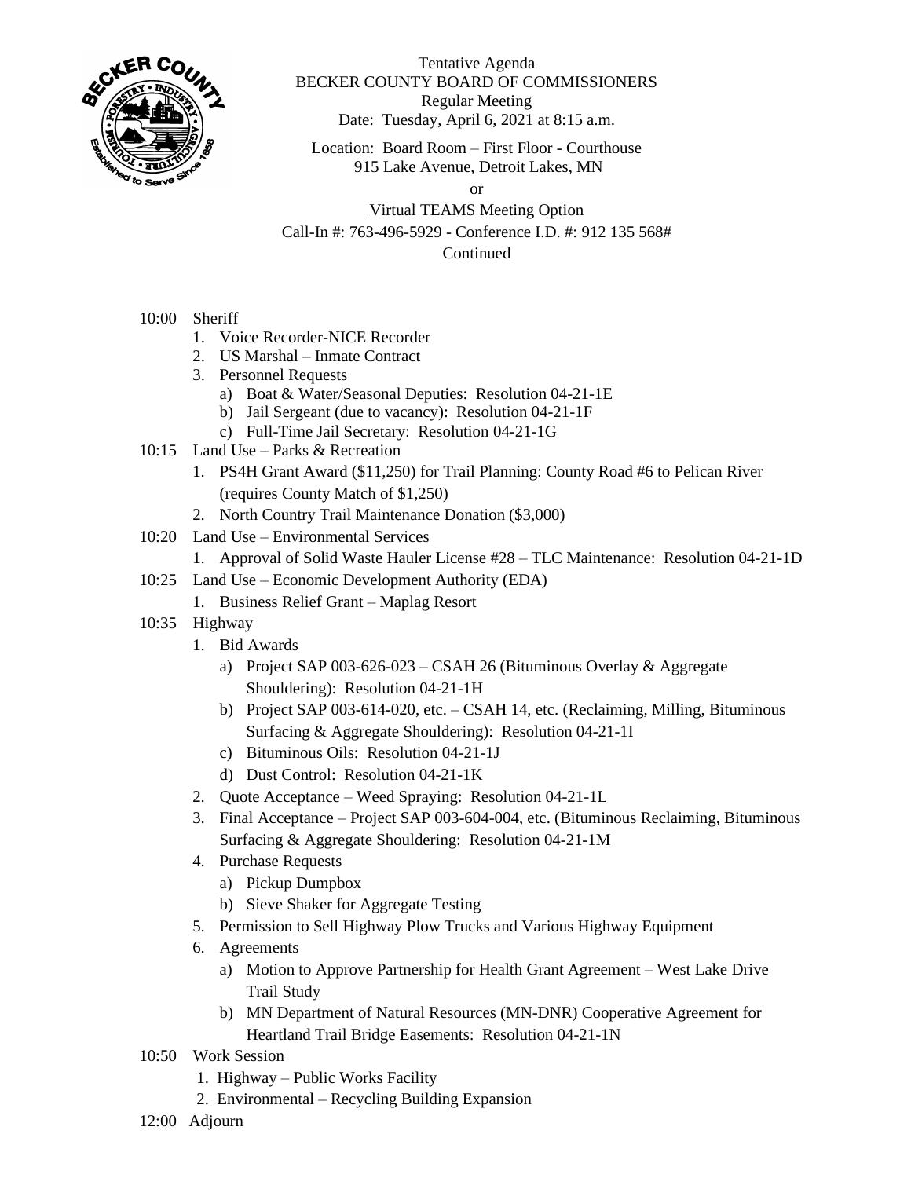Tentative Agenda
BECKER COUNTY BOARD OF COMMISSIONERS
Regular Meeting
Date: Tuesday, April 6, 2021 at 8:15 a.m.

Location: Board Room – First Floor - Courthouse
915 Lake Avenue, Detroit Lakes, MN

or

Virtual TEAMS Meeting Option

Call-In #: 763-496-5929 - Conference I.D. #: 912 135 568#

Continued

10:00 Sheriff

1. Voice Recorder-NICE Recorder
2. US Marshal – Inmate Contract
3. Personnel Requests
   a) Boat & Water/Seasonal Deputies: Resolution 04-21-1E
   b) Jail Sergeant (due to vacancy): Resolution 04-21-1F
   c) Full-Time Jail Secretary: Resolution 04-21-1G

10:15 Land Use – Parks & Recreation

1. PS4H Grant Award ($11,250) for Trail Planning: County Road #6 to Pelican River (requires County Match of $1,250)
2. North Country Trail Maintenance Donation ($3,000)

10:20 Land Use – Environmental Services

1. Approval of Solid Waste Hauler License #28 – TLC Maintenance: Resolution 04-21-1D

10:25 Land Use – Economic Development Authority (EDA)

1. Business Relief Grant – Maplag Resort

10:35 Highway

1. Bid Awards
   a) Project SAP 003-626-023 – CSAH 26 (Bituminous Overlay & Aggregate Shouldering): Resolution 04-21-1H
   b) Project SAP 003-614-020, etc. – CSAH 14, etc. (Reclaiming, Milling, Bituminous Surfacing & Aggregate Shouldering): Resolution 04-21-1I
   c) Bituminous Oils: Resolution 04-21-1J
   d) Dust Control: Resolution 04-21-1K
2. Quote Acceptance – Weed Spraying: Resolution 04-21-1L
3. Final Acceptance – Project SAP 003-604-004, etc. (Bituminous Reclaiming, Bituminous Surfacing & Aggregate Shouldering: Resolution 04-21-1M
4. Purchase Requests
   a) Pickup Dumpbox
   b) Sieve Shaker for Aggregate Testing
5. Permission to Sell Highway Plow Trucks and Various Highway Equipment
6. Agreements
   a) Motion to Approve Partnership for Health Grant Agreement – West Lake Drive Trail Study
   b) MN Department of Natural Resources (MN-DNR) Cooperative Agreement for Heartland Trail Bridge Easements: Resolution 04-21-1N

10:50 Work Session

1. Highway – Public Works Facility
2. Environmental – Recycling Building Expansion

12:00 Adjourn